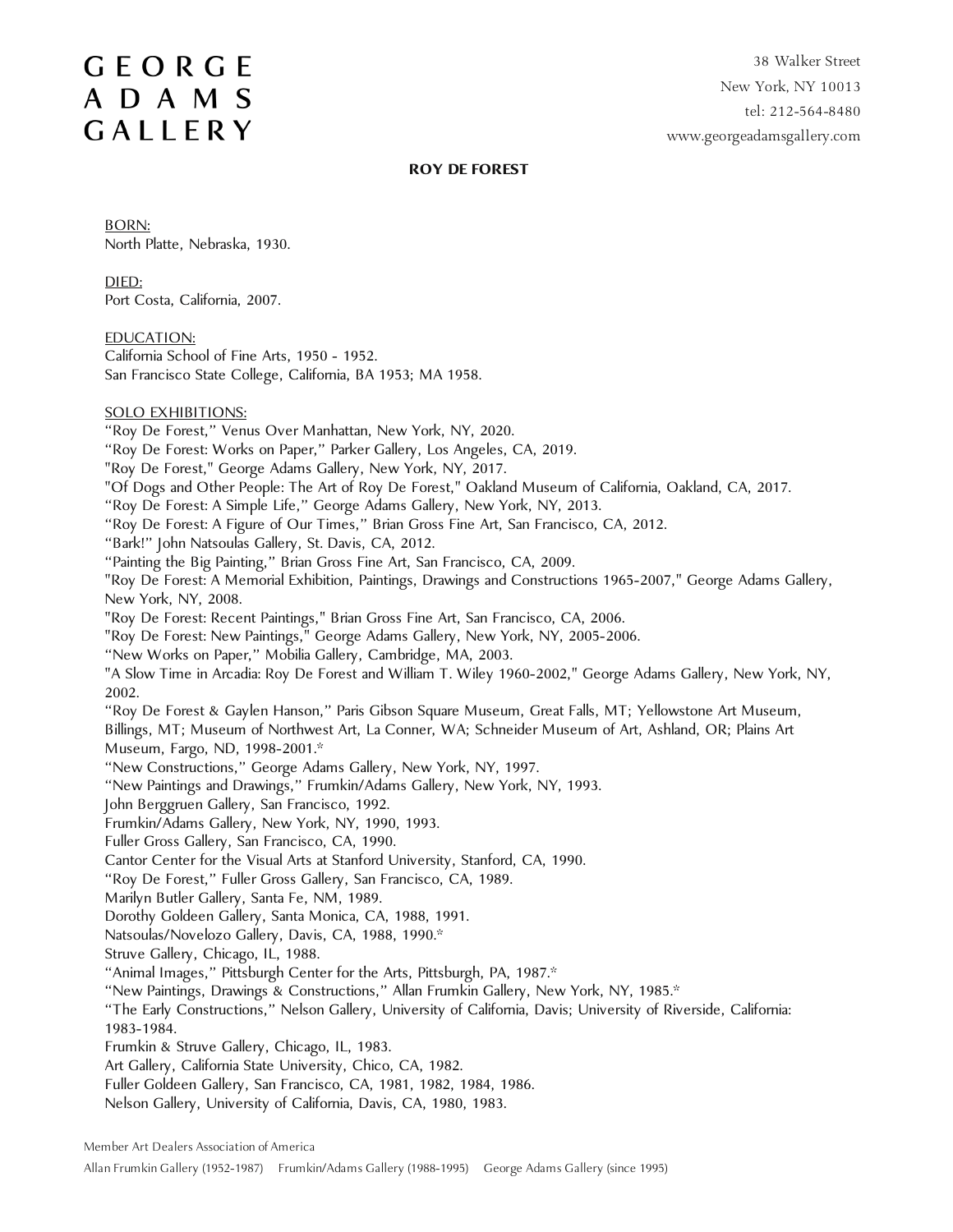# GEORGE ADAMS GALLERY

38 Walker Street
New York, NY 10013
tel: 212-564-8480
www.georgeadamsgallery.com

## ROY DE FOREST

BORN:
North Platte, Nebraska, 1930.

DIED:
Port Costa, California, 2007.

EDUCATION:
California School of Fine Arts, 1950 - 1952.
San Francisco State College, California, BA 1953; MA 1958.

SOLO EXHIBITIONS:
"Roy De Forest," Venus Over Manhattan, New York, NY, 2020.
"Roy De Forest: Works on Paper," Parker Gallery, Los Angeles, CA, 2019.
"Roy De Forest," George Adams Gallery, New York, NY, 2017.
"Of Dogs and Other People: The Art of Roy De Forest," Oakland Museum of California, Oakland, CA, 2017.
"Roy De Forest: A Simple Life," George Adams Gallery, New York, NY, 2013.
"Roy De Forest: A Figure of Our Times," Brian Gross Fine Art, San Francisco, CA, 2012.
"Bark!" John Natsoulas Gallery, St. Davis, CA, 2012.
"Painting the Big Painting," Brian Gross Fine Art, San Francisco, CA, 2009.
"Roy De Forest: A Memorial Exhibition, Paintings, Drawings and Constructions 1965-2007," George Adams Gallery, New York, NY, 2008.
"Roy De Forest: Recent Paintings," Brian Gross Fine Art, San Francisco, CA, 2006.
"Roy De Forest: New Paintings," George Adams Gallery, New York, NY, 2005-2006.
"New Works on Paper," Mobilia Gallery, Cambridge, MA, 2003.
"A Slow Time in Arcadia: Roy De Forest and William T. Wiley 1960-2002," George Adams Gallery, New York, NY, 2002.
"Roy De Forest & Gaylen Hanson," Paris Gibson Square Museum, Great Falls, MT; Yellowstone Art Museum, Billings, MT; Museum of Northwest Art, La Conner, WA; Schneider Museum of Art, Ashland, OR; Plains Art Museum, Fargo, ND, 1998-2001.*
"New Constructions," George Adams Gallery, New York, NY, 1997.
"New Paintings and Drawings," Frumkin/Adams Gallery, New York, NY, 1993.
John Berggruen Gallery, San Francisco, 1992.
Frumkin/Adams Gallery, New York, NY, 1990, 1993.
Fuller Gross Gallery, San Francisco, CA, 1990.
Cantor Center for the Visual Arts at Stanford University, Stanford, CA, 1990.
"Roy De Forest," Fuller Gross Gallery, San Francisco, CA, 1989.
Marilyn Butler Gallery, Santa Fe, NM, 1989.
Dorothy Goldeen Gallery, Santa Monica, CA, 1988, 1991.
Natsoulas/Novelozo Gallery, Davis, CA, 1988, 1990.*
Struve Gallery, Chicago, IL, 1988.
"Animal Images," Pittsburgh Center for the Arts, Pittsburgh, PA, 1987.*
"New Paintings, Drawings & Constructions," Allan Frumkin Gallery, New York, NY, 1985.*
"The Early Constructions," Nelson Gallery, University of California, Davis; University of Riverside, California: 1983-1984.
Frumkin & Struve Gallery, Chicago, IL, 1983.
Art Gallery, California State University, Chico, CA, 1982.
Fuller Goldeen Gallery, San Francisco, CA, 1981, 1982, 1984, 1986.
Nelson Gallery, University of California, Davis, CA, 1980, 1983.

Member Art Dealers Association of America
Allan Frumkin Gallery (1952-1987) Frumkin/Adams Gallery (1988-1995) George Adams Gallery (since 1995)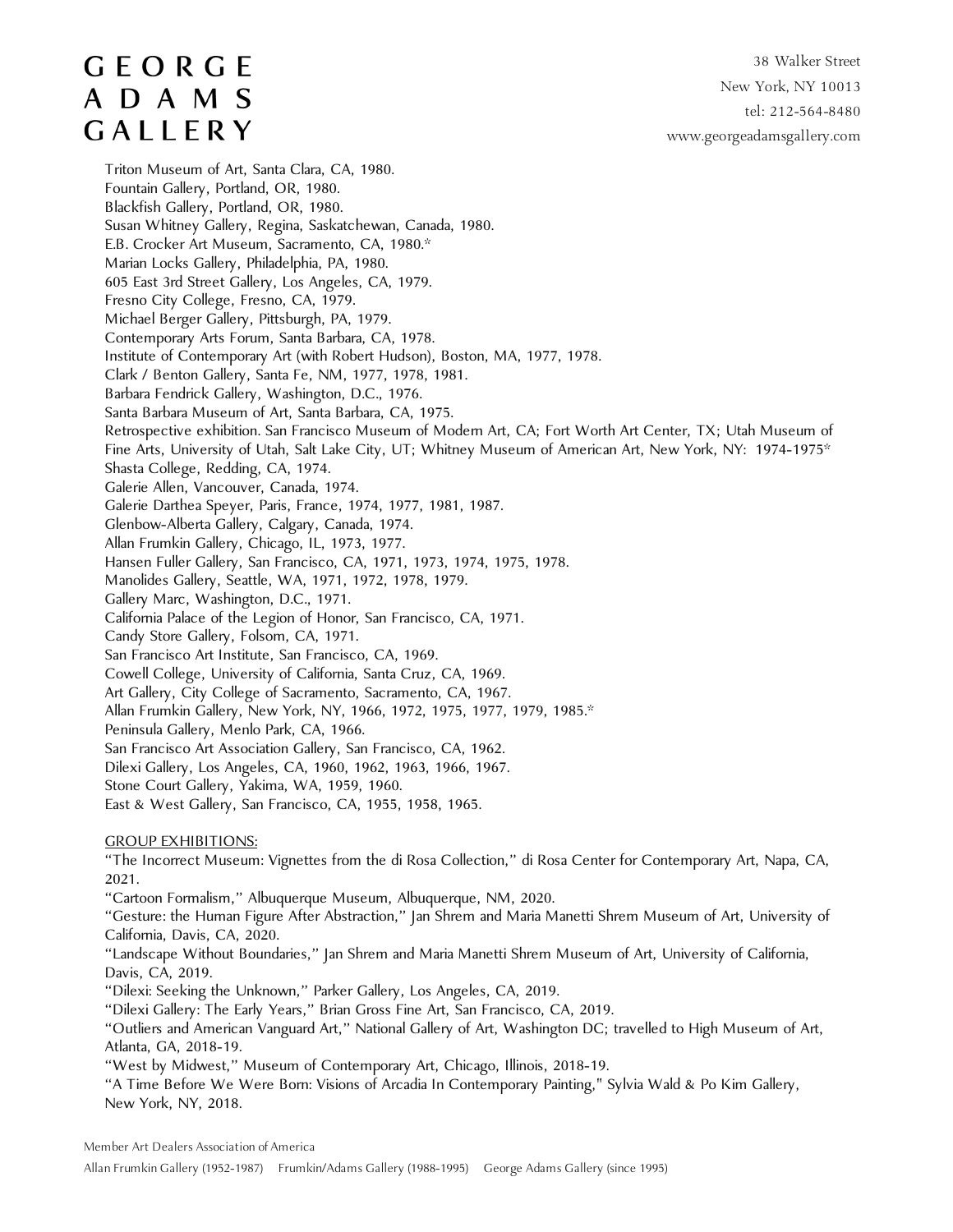Triton Museum of Art, Santa Clara, CA, 1980.
Fountain Gallery, Portland, OR, 1980.
Blackfish Gallery, Portland, OR, 1980.
Susan Whitney Gallery, Regina, Saskatchewan, Canada, 1980.
E.B. Crocker Art Museum, Sacramento, CA, 1980.*
Marian Locks Gallery, Philadelphia, PA, 1980.
605 East 3rd Street Gallery, Los Angeles, CA, 1979.
Fresno City College, Fresno, CA, 1979.
Michael Berger Gallery, Pittsburgh, PA, 1979.
Contemporary Arts Forum, Santa Barbara, CA, 1978.
Institute of Contemporary Art (with Robert Hudson), Boston, MA, 1977, 1978.
Clark / Benton Gallery, Santa Fe, NM, 1977, 1978, 1981.
Barbara Fendrick Gallery, Washington, D.C., 1976.
Santa Barbara Museum of Art, Santa Barbara, CA, 1975.
Retrospective exhibition. San Francisco Museum of Modern Art, CA; Fort Worth Art Center, TX; Utah Museum of Fine Arts, University of Utah, Salt Lake City, UT; Whitney Museum of American Art, New York, NY: 1974-1975*
Shasta College, Redding, CA, 1974.
Galerie Allen, Vancouver, Canada, 1974.
Galerie Darthea Speyer, Paris, France, 1974, 1977, 1981, 1987.
Glenbow-Alberta Gallery, Calgary, Canada, 1974.
Allan Frumkin Gallery, Chicago, IL, 1973, 1977.
Hansen Fuller Gallery, San Francisco, CA, 1971, 1973, 1974, 1975, 1978.
Manolides Gallery, Seattle, WA, 1971, 1972, 1978, 1979.
Gallery Marc, Washington, D.C., 1971.
California Palace of the Legion of Honor, San Francisco, CA, 1971.
Candy Store Gallery, Folsom, CA, 1971.
San Francisco Art Institute, San Francisco, CA, 1969.
Cowell College, University of California, Santa Cruz, CA, 1969.
Art Gallery, City College of Sacramento, Sacramento, CA, 1967.
Allan Frumkin Gallery, New York, NY, 1966, 1972, 1975, 1977, 1979, 1985.*
Peninsula Gallery, Menlo Park, CA, 1966.
San Francisco Art Association Gallery, San Francisco, CA, 1962.
Dilexi Gallery, Los Angeles, CA, 1960, 1962, 1963, 1966, 1967.
Stone Court Gallery, Yakima, WA, 1959, 1960.
East & West Gallery, San Francisco, CA, 1955, 1958, 1965.

GROUP EXHIBITIONS:

"The Incorrect Museum: Vignettes from the di Rosa Collection," di Rosa Center for Contemporary Art, Napa, CA, 2021.
"Cartoon Formalism," Albuquerque Museum, Albuquerque, NM, 2020.
"Gesture: the Human Figure After Abstraction," Jan Shrem and Maria Manetti Shrem Museum of Art, University of California, Davis, CA, 2020.
"Landscape Without Boundaries," Jan Shrem and Maria Manetti Shrem Museum of Art, University of California, Davis, CA, 2019.
"Dilexi: Seeking the Unknown," Parker Gallery, Los Angeles, CA, 2019.
"Dilexi Gallery: The Early Years," Brian Gross Fine Art, San Francisco, CA, 2019.
"Outliers and American Vanguard Art," National Gallery of Art, Washington DC; travelled to High Museum of Art, Atlanta, GA, 2018-19.
"West by Midwest," Museum of Contemporary Art, Chicago, Illinois, 2018-19.
"A Time Before We Were Born: Visions of Arcadia In Contemporary Painting," Sylvia Wald & Po Kim Gallery, New York, NY, 2018.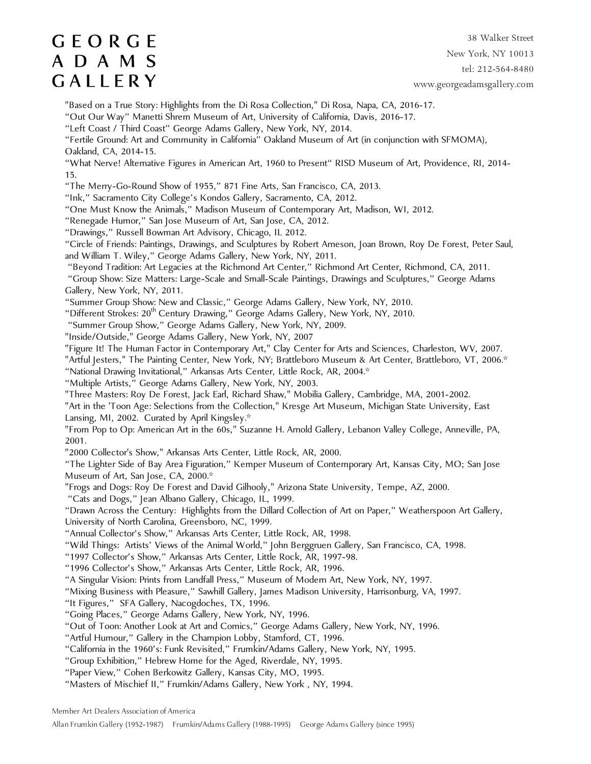"Based on a True Story: Highlights from the Di Rosa Collection," Di Rosa, Napa, CA, 2016-17.
"Out Our Way" Manetti Shrem Museum of Art, University of California, Davis, 2016-17.
"Left Coast / Third Coast" George Adams Gallery, New York, NY, 2014.
"Fertile Ground: Art and Community in California" Oakland Museum of Art (in conjunction with SFMOMA), Oakland, CA, 2014-15.
"What Nerve! Alternative Figures in American Art, 1960 to Present" RISD Museum of Art, Providence, RI, 2014-15.
"The Merry-Go-Round Show of 1955," 871 Fine Arts, San Francisco, CA, 2013.
"Ink," Sacramento City College's Kondos Gallery, Sacramento, CA, 2012.
"One Must Know the Animals," Madison Museum of Contemporary Art, Madison, WI, 2012.
"Renegade Humor," San Jose Museum of Art, San Jose, CA, 2012.
"Drawings," Russell Bowman Art Advisory, Chicago, IL 2012.
"Circle of Friends: Paintings, Drawings, and Sculptures by Robert Arneson, Joan Brown, Roy De Forest, Peter Saul, and William T. Wiley," George Adams Gallery, New York, NY, 2011.
"Beyond Tradition: Art Legacies at the Richmond Art Center," Richmond Art Center, Richmond, CA, 2011.
"Group Show: Size Matters: Large-Scale and Small-Scale Paintings, Drawings and Sculptures," George Adams Gallery, New York, NY, 2011.
"Summer Group Show: New and Classic," George Adams Gallery, New York, NY, 2010.
"Different Strokes: 20th Century Drawing," George Adams Gallery, New York, NY, 2010.
"Summer Group Show," George Adams Gallery, New York, NY, 2009.
"Inside/Outside," George Adams Gallery, New York, NY, 2007
"Figure It! The Human Factor in Contemporary Art," Clay Center for Arts and Sciences, Charleston, WV, 2007.
"Artful Jesters," The Painting Center, New York, NY; Brattleboro Museum & Art Center, Brattleboro, VT, 2006.*
"National Drawing Invitational," Arkansas Arts Center, Little Rock, AR, 2004.*
"Multiple Artists," George Adams Gallery, New York, NY, 2003.
"Three Masters: Roy De Forest, Jack Earl, Richard Shaw," Mobilia Gallery, Cambridge, MA, 2001-2002.
"Art in the 'Toon Age: Selections from the Collection," Kresge Art Museum, Michigan State University, East Lansing, MI, 2002. Curated by April Kingsley.*
"From Pop to Op: American Art in the 60s," Suzanne H. Arnold Gallery, Lebanon Valley College, Anneville, PA, 2001.
"2000 Collector's Show," Arkansas Arts Center, Little Rock, AR, 2000.
"The Lighter Side of Bay Area Figuration," Kemper Museum of Contemporary Art, Kansas City, MO; San Jose Museum of Art, San Jose, CA, 2000.*
"Frogs and Dogs: Roy De Forest and David Gilhooly," Arizona State University, Tempe, AZ, 2000.
"Cats and Dogs," Jean Albano Gallery, Chicago, IL, 1999.
"Drawn Across the Century: Highlights from the Dillard Collection of Art on Paper," Weatherspoon Art Gallery, University of North Carolina, Greensboro, NC, 1999.
"Annual Collector's Show," Arkansas Arts Center, Little Rock, AR, 1998.
"Wild Things: Artists' Views of the Animal World," John Berggruen Gallery, San Francisco, CA, 1998.
"1997 Collector's Show," Arkansas Arts Center, Little Rock, AR, 1997-98.
"1996 Collector's Show," Arkansas Arts Center, Little Rock, AR, 1996.
"A Singular Vision: Prints from Landfall Press," Museum of Modern Art, New York, NY, 1997.
"Mixing Business with Pleasure," Sawhill Gallery, James Madison University, Harrisonburg, VA, 1997.
"It Figures," SFA Gallery, Nacogdoches, TX, 1996.
"Going Places," George Adams Gallery, New York, NY, 1996.
"Out of Toon: Another Look at Art and Comics," George Adams Gallery, New York, NY, 1996.
"Artful Humour," Gallery in the Champion Lobby, Stamford, CT, 1996.
"California in the 1960's: Funk Revisited," Frumkin/Adams Gallery, New York, NY, 1995.
"Group Exhibition," Hebrew Home for the Aged, Riverdale, NY, 1995.
"Paper View," Cohen Berkowitz Gallery, Kansas City, MO, 1995.
"Masters of Mischief II," Frumkin/Adams Gallery, New York , NY, 1994.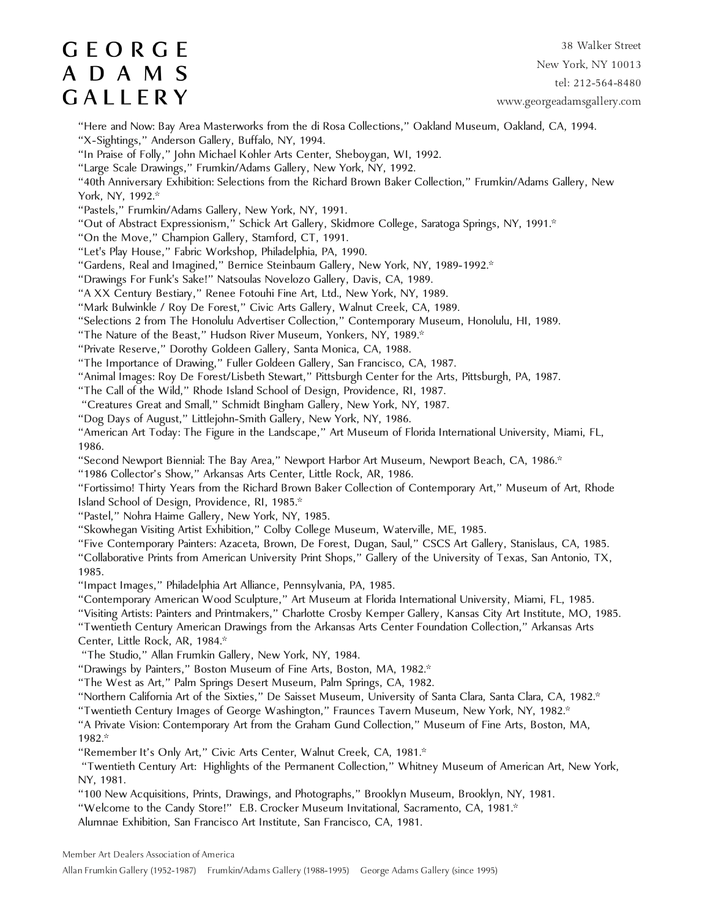"Here and Now: Bay Area Masterworks from the di Rosa Collections," Oakland Museum, Oakland, CA, 1994.
"X-Sightings," Anderson Gallery, Buffalo, NY, 1994.
"In Praise of Folly," John Michael Kohler Arts Center, Sheboygan, WI, 1992.
"Large Scale Drawings," Frumkin/Adams Gallery, New York, NY, 1992.
"40th Anniversary Exhibition: Selections from the Richard Brown Baker Collection," Frumkin/Adams Gallery, New York, NY, 1992.*
"Pastels," Frumkin/Adams Gallery, New York, NY, 1991.
"Out of Abstract Expressionism," Schick Art Gallery, Skidmore College, Saratoga Springs, NY, 1991.*
"On the Move," Champion Gallery, Stamford, CT, 1991.
"Let's Play House," Fabric Workshop, Philadelphia, PA, 1990.
"Gardens, Real and Imagined," Bernice Steinbaum Gallery, New York, NY, 1989-1992.*
"Drawings For Funk's Sake!" Natsoulas Novelozo Gallery, Davis, CA, 1989.
"A XX Century Bestiary," Renee Fotouhi Fine Art, Ltd., New York, NY, 1989.
"Mark Bulwinkle / Roy De Forest," Civic Arts Gallery, Walnut Creek, CA, 1989.
"Selections 2 from The Honolulu Advertiser Collection," Contemporary Museum, Honolulu, HI, 1989.
"The Nature of the Beast," Hudson River Museum, Yonkers, NY, 1989.*
"Private Reserve," Dorothy Goldeen Gallery, Santa Monica, CA, 1988.
"The Importance of Drawing," Fuller Goldeen Gallery, San Francisco, CA, 1987.
"Animal Images: Roy De Forest/Lisbeth Stewart," Pittsburgh Center for the Arts, Pittsburgh, PA, 1987.
"The Call of the Wild," Rhode Island School of Design, Providence, RI, 1987.
"Creatures Great and Small," Schmidt Bingham Gallery, New York, NY, 1987.
"Dog Days of August," Littlejohn-Smith Gallery, New York, NY, 1986.
"American Art Today: The Figure in the Landscape," Art Museum of Florida International University, Miami, FL, 1986.
"Second Newport Biennial: The Bay Area," Newport Harbor Art Museum, Newport Beach, CA, 1986.*
"1986 Collector's Show," Arkansas Arts Center, Little Rock, AR, 1986.
"Fortissimo! Thirty Years from the Richard Brown Baker Collection of Contemporary Art," Museum of Art, Rhode Island School of Design, Providence, RI, 1985.*
"Pastel," Nohra Haime Gallery, New York, NY, 1985.
"Skowhegan Visiting Artist Exhibition," Colby College Museum, Waterville, ME, 1985.
"Five Contemporary Painters: Azaceta, Brown, De Forest, Dugan, Saul," CSCS Art Gallery, Stanislaus, CA, 1985.
"Collaborative Prints from American University Print Shops," Gallery of the University of Texas, San Antonio, TX, 1985.
"Impact Images," Philadelphia Art Alliance, Pennsylvania, PA, 1985.
"Contemporary American Wood Sculpture," Art Museum at Florida International University, Miami, FL, 1985.
"Visiting Artists: Painters and Printmakers," Charlotte Crosby Kemper Gallery, Kansas City Art Institute, MO, 1985.
"Twentieth Century American Drawings from the Arkansas Arts Center Foundation Collection," Arkansas Arts Center, Little Rock, AR, 1984.*
"The Studio," Allan Frumkin Gallery, New York, NY, 1984.
"Drawings by Painters," Boston Museum of Fine Arts, Boston, MA, 1982.*
"The West as Art," Palm Springs Desert Museum, Palm Springs, CA, 1982.
"Northern California Art of the Sixties," De Saisset Museum, University of Santa Clara, Santa Clara, CA, 1982.*
"Twentieth Century Images of George Washington," Fraunces Tavern Museum, New York, NY, 1982.*
"A Private Vision: Contemporary Art from the Graham Gund Collection," Museum of Fine Arts, Boston, MA, 1982.*
"Remember It's Only Art," Civic Arts Center, Walnut Creek, CA, 1981.*
"Twentieth Century Art: Highlights of the Permanent Collection," Whitney Museum of American Art, New York, NY, 1981.
"100 New Acquisitions, Prints, Drawings, and Photographs," Brooklyn Museum, Brooklyn, NY, 1981.
"Welcome to the Candy Store!" E.B. Crocker Museum Invitational, Sacramento, CA, 1981.*
Alumnae Exhibition, San Francisco Art Institute, San Francisco, CA, 1981.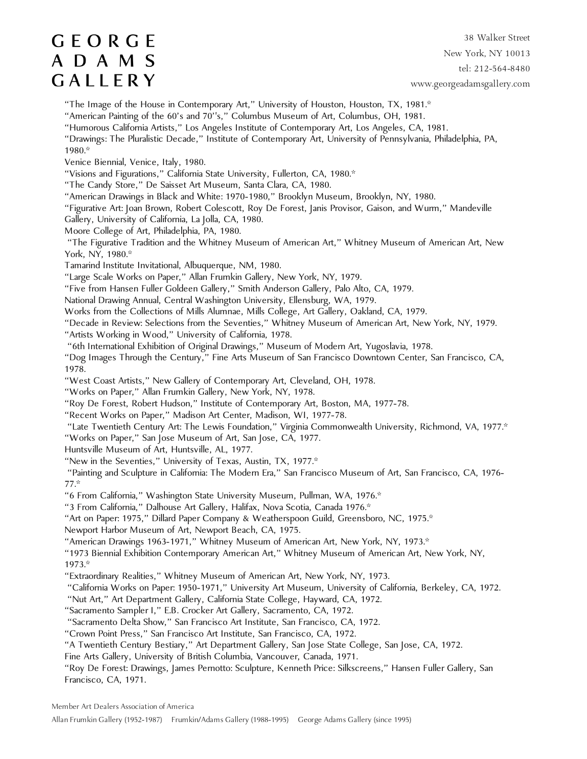"The Image of the House in Contemporary Art," University of Houston, Houston, TX, 1981.*
"American Painting of the 60's and 70''s," Columbus Museum of Art, Columbus, OH, 1981.
"Humorous California Artists," Los Angeles Institute of Contemporary Art, Los Angeles, CA, 1981.
"Drawings: The Pluralistic Decade," Institute of Contemporary Art, University of Pennsylvania, Philadelphia, PA, 1980.*
Venice Biennial, Venice, Italy, 1980.
"Visions and Figurations," California State University, Fullerton, CA, 1980.*
"The Candy Store," De Saisset Art Museum, Santa Clara, CA, 1980.
"American Drawings in Black and White: 1970-1980," Brooklyn Museum, Brooklyn, NY, 1980.
"Figurative Art: Joan Brown, Robert Colescott, Roy De Forest, Janis Provisor, Gaison, and Wurm," Mandeville Gallery, University of California, La Jolla, CA, 1980.
Moore College of Art, Philadelphia, PA, 1980.
"The Figurative Tradition and the Whitney Museum of American Art," Whitney Museum of American Art, New York, NY, 1980.*
Tamarind Institute Invitational, Albuquerque, NM, 1980.
"Large Scale Works on Paper," Allan Frumkin Gallery, New York, NY, 1979.
"Five from Hansen Fuller Goldeen Gallery," Smith Anderson Gallery, Palo Alto, CA, 1979.
National Drawing Annual, Central Washington University, Ellensburg, WA, 1979.
Works from the Collections of Mills Alumnae, Mills College, Art Gallery, Oakland, CA, 1979.
"Decade in Review: Selections from the Seventies," Whitney Museum of American Art, New York, NY, 1979.
"Artists Working in Wood," University of California, 1978.
"6th International Exhibition of Original Drawings," Museum of Modern Art, Yugoslavia, 1978.
"Dog Images Through the Century," Fine Arts Museum of San Francisco Downtown Center, San Francisco, CA, 1978.
"West Coast Artists," New Gallery of Contemporary Art, Cleveland, OH, 1978.
"Works on Paper," Allan Frumkin Gallery, New York, NY, 1978.
"Roy De Forest, Robert Hudson," Institute of Contemporary Art, Boston, MA, 1977-78.
"Recent Works on Paper," Madison Art Center, Madison, WI, 1977-78.
"Late Twentieth Century Art: The Lewis Foundation," Virginia Commonwealth University, Richmond, VA, 1977.*
"Works on Paper," San Jose Museum of Art, San Jose, CA, 1977.
Huntsville Museum of Art, Huntsville, AL, 1977.
"New in the Seventies," University of Texas, Austin, TX, 1977.*
"Painting and Sculpture in California: The Modern Era," San Francisco Museum of Art, San Francisco, CA, 1976-77.*
"6 From California," Washington State University Museum, Pullman, WA, 1976.*
"3 From California," Dalhouse Art Gallery, Halifax, Nova Scotia, Canada 1976.*
"Art on Paper: 1975," Dillard Paper Company & Weatherspoon Guild, Greensboro, NC, 1975.*
Newport Harbor Museum of Art, Newport Beach, CA, 1975.
"American Drawings 1963-1971," Whitney Museum of American Art, New York, NY, 1973.*
"1973 Biennial Exhibition Contemporary American Art," Whitney Museum of American Art, New York, NY, 1973.*
"Extraordinary Realities," Whitney Museum of American Art, New York, NY, 1973.
"California Works on Paper: 1950-1971," University Art Museum, University of California, Berkeley, CA, 1972.
"Nut Art," Art Department Gallery, California State College, Hayward, CA, 1972.
"Sacramento Sampler I," E.B. Crocker Art Gallery, Sacramento, CA, 1972.
"Sacramento Delta Show," San Francisco Art Institute, San Francisco, CA, 1972.
"Crown Point Press," San Francisco Art Institute, San Francisco, CA, 1972.
"A Twentieth Century Bestiary," Art Department Gallery, San Jose State College, San Jose, CA, 1972.
Fine Arts Gallery, University of British Columbia, Vancouver, Canada, 1971.
"Roy De Forest: Drawings, James Pernotto: Sculpture, Kenneth Price: Silkscreens," Hansen Fuller Gallery, San Francisco, CA, 1971.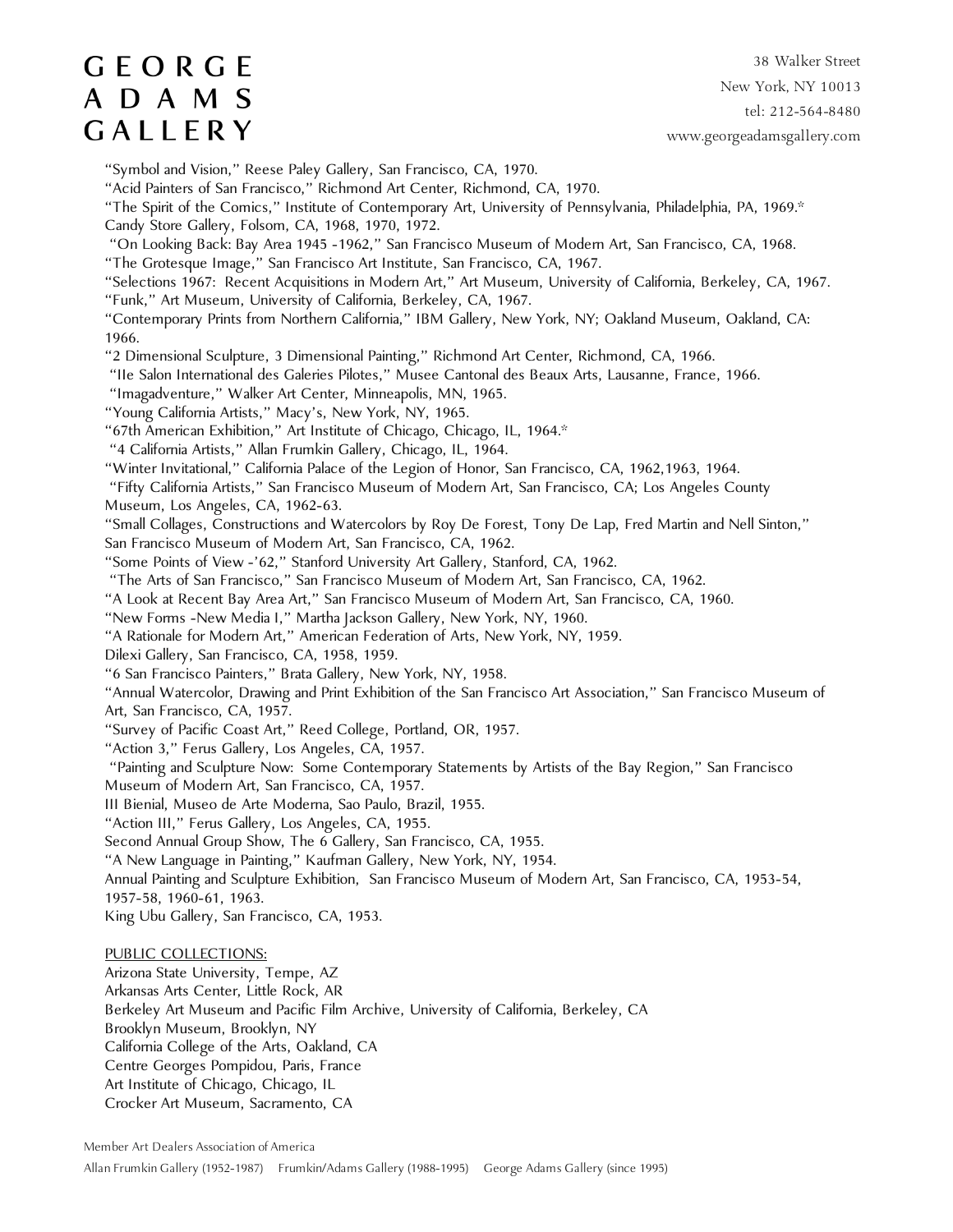"Symbol and Vision," Reese Paley Gallery, San Francisco, CA, 1970.
"Acid Painters of San Francisco," Richmond Art Center, Richmond, CA, 1970.
"The Spirit of the Comics," Institute of Contemporary Art, University of Pennsylvania, Philadelphia, PA, 1969.*
Candy Store Gallery, Folsom, CA, 1968, 1970, 1972.
"On Looking Back: Bay Area 1945 -1962," San Francisco Museum of Modern Art, San Francisco, CA, 1968.
"The Grotesque Image," San Francisco Art Institute, San Francisco, CA, 1967.
"Selections 1967: Recent Acquisitions in Modern Art," Art Museum, University of California, Berkeley, CA, 1967.
"Funk," Art Museum, University of California, Berkeley, CA, 1967.
"Contemporary Prints from Northern California," IBM Gallery, New York, NY; Oakland Museum, Oakland, CA: 1966.
"2 Dimensional Sculpture, 3 Dimensional Painting," Richmond Art Center, Richmond, CA, 1966.
"IIe Salon International des Galeries Pilotes," Musee Cantonal des Beaux Arts, Lausanne, France, 1966.
"Imagadventure," Walker Art Center, Minneapolis, MN, 1965.
"Young California Artists," Macy's, New York, NY, 1965.
"67th American Exhibition," Art Institute of Chicago, Chicago, IL, 1964.*
"4 California Artists," Allan Frumkin Gallery, Chicago, IL, 1964.
"Winter Invitational," California Palace of the Legion of Honor, San Francisco, CA, 1962,1963, 1964.
"Fifty California Artists," San Francisco Museum of Modern Art, San Francisco, CA; Los Angeles County Museum, Los Angeles, CA, 1962-63.
"Small Collages, Constructions and Watercolors by Roy De Forest, Tony De Lap, Fred Martin and Nell Sinton," San Francisco Museum of Modern Art, San Francisco, CA, 1962.
"Some Points of View -'62," Stanford University Art Gallery, Stanford, CA, 1962.
"The Arts of San Francisco," San Francisco Museum of Modern Art, San Francisco, CA, 1962.
"A Look at Recent Bay Area Art," San Francisco Museum of Modern Art, San Francisco, CA, 1960.
"New Forms -New Media I," Martha Jackson Gallery, New York, NY, 1960.
"A Rationale for Modern Art," American Federation of Arts, New York, NY, 1959.
Dilexi Gallery, San Francisco, CA, 1958, 1959.
"6 San Francisco Painters," Brata Gallery, New York, NY, 1958.
"Annual Watercolor, Drawing and Print Exhibition of the San Francisco Art Association," San Francisco Museum of Art, San Francisco, CA, 1957.
"Survey of Pacific Coast Art," Reed College, Portland, OR, 1957.
"Action 3," Ferus Gallery, Los Angeles, CA, 1957.
"Painting and Sculpture Now: Some Contemporary Statements by Artists of the Bay Region," San Francisco Museum of Modern Art, San Francisco, CA, 1957.
III Bienial, Museo de Arte Moderna, Sao Paulo, Brazil, 1955.
"Action III," Ferus Gallery, Los Angeles, CA, 1955.
Second Annual Group Show, The 6 Gallery, San Francisco, CA, 1955.
"A New Language in Painting," Kaufman Gallery, New York, NY, 1954.
Annual Painting and Sculpture Exhibition, San Francisco Museum of Modern Art, San Francisco, CA, 1953-54, 1957-58, 1960-61, 1963.
King Ubu Gallery, San Francisco, CA, 1953.

PUBLIC COLLECTIONS:

Arizona State University, Tempe, AZ
Arkansas Arts Center, Little Rock, AR
Berkeley Art Museum and Pacific Film Archive, University of California, Berkeley, CA
Brooklyn Museum, Brooklyn, NY
California College of the Arts, Oakland, CA
Centre Georges Pompidou, Paris, France
Art Institute of Chicago, Chicago, IL
Crocker Art Museum, Sacramento, CA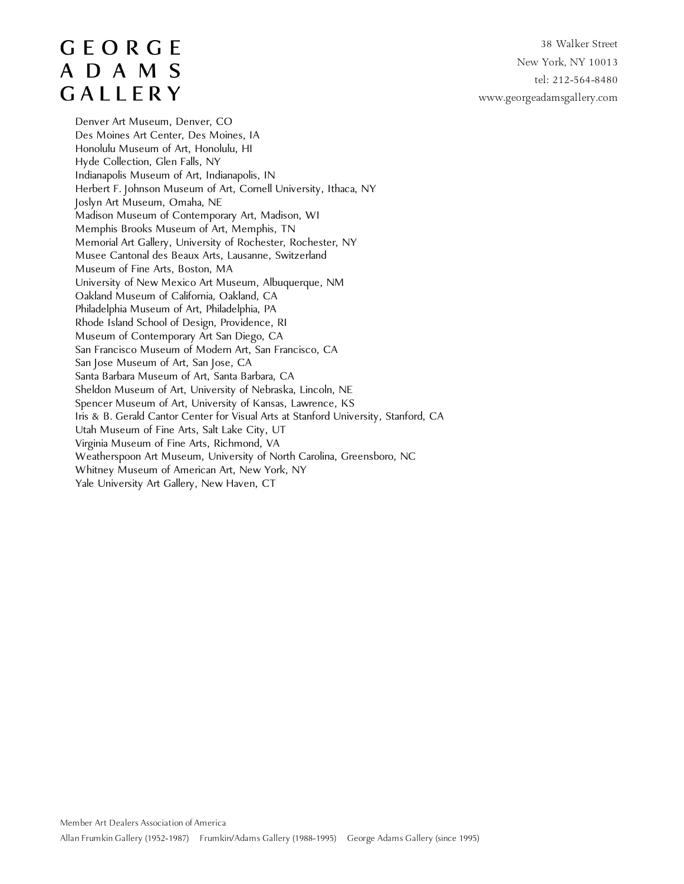Denver Art Museum, Denver, CO
Des Moines Art Center, Des Moines, IA
Honolulu Museum of Art, Honolulu, HI
Hyde Collection, Glen Falls, NY
Indianapolis Museum of Art, Indianapolis, IN
Herbert F. Johnson Museum of Art, Cornell University, Ithaca, NY
Joslyn Art Museum, Omaha, NE
Madison Museum of Contemporary Art, Madison, WI
Memphis Brooks Museum of Art, Memphis, TN
Memorial Art Gallery, University of Rochester, Rochester, NY
Musee Cantonal des Beaux Arts, Lausanne, Switzerland
Museum of Fine Arts, Boston, MA
University of New Mexico Art Museum, Albuquerque, NM
Oakland Museum of California, Oakland, CA
Philadelphia Museum of Art, Philadelphia, PA
Rhode Island School of Design, Providence, RI
Museum of Contemporary Art San Diego, CA
San Francisco Museum of Modern Art, San Francisco, CA
San Jose Museum of Art, San Jose, CA
Santa Barbara Museum of Art, Santa Barbara, CA
Sheldon Museum of Art, University of Nebraska, Lincoln, NE
Spencer Museum of Art, University of Kansas, Lawrence, KS
Iris & B. Gerald Cantor Center for Visual Arts at Stanford University, Stanford, CA
Utah Museum of Fine Arts, Salt Lake City, UT
Virginia Museum of Fine Arts, Richmond, VA
Weatherspoon Art Museum, University of North Carolina, Greensboro, NC
Whitney Museum of American Art, New York, NY
Yale University Art Gallery, New Haven, CT